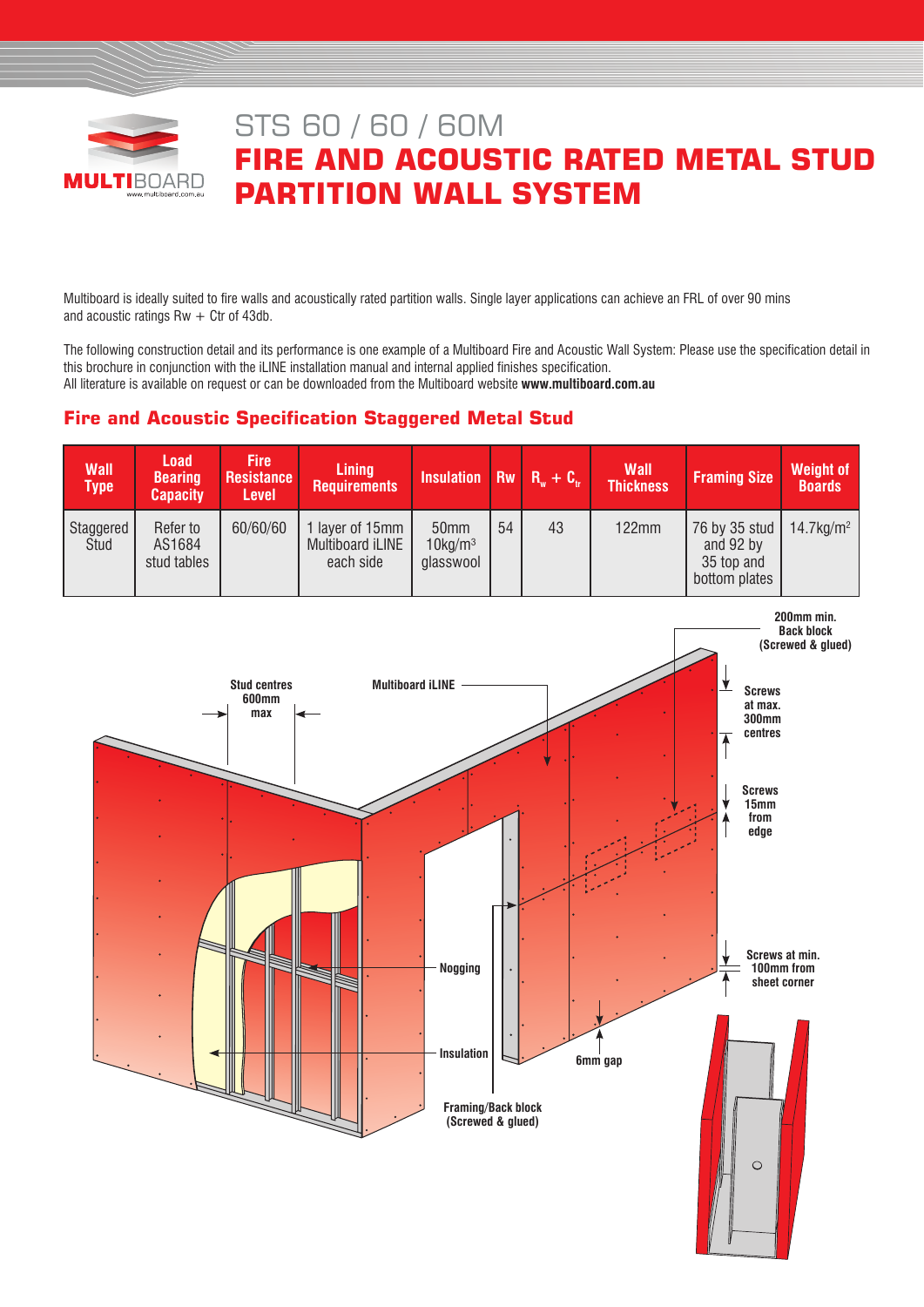MULTIBOARD
www.multiboard.com.au

# STS 60 / 60 / 60M

# FIRE AND ACOUSTIC RATED METAL STUD PARTITION WALL SYSTEM

Multiboard is ideally suited to fire walls and acoustically rated partition walls. Single layer applications can achieve an FRL of over 90 mins and acoustic ratings Rw + Ctr of 43db.

The following construction detail and its performance is one example of a Multiboard Fire and Acoustic Wall System: Please use the specification detail in this brochure in conjunction with the iLINE installation manual and internal applied finishes specification.
All literature is available on request or can be downloaded from the Multiboard website **www.multiboard.com.au**

## Fire and Acoustic Specification Staggered Metal Stud

| Wall Type | Load Bearing Capacity | Fire Resistance Level | Lining Requirements | Insulation | Rw | $R_w + C_{tr}$ | Wall Thickness | Framing Size | Weight of Boards |
|---|---|---|---|---|---|---|---|---|---|
| Staggered Stud | Refer to AS1684 stud tables | 60/60/60 | 1 layer of 15mm Multiboard iLINE each side | 50mm $10kg/m^3$ glasswool | 54 | 43 | 122mm | 76 by 35 stud and 92 by 35 top and bottom plates | $14.7kg/m^2$ |

Stud centres 600mm max

Multiboard iLINE

200mm min. Back block (Screwed & glued)

Screws at max. 300mm centres

Screws 15mm from edge

Nogging

Screws at min. 100mm from sheet corner

Insulation

6mm gap

Framing/Back block (Screwed & glued)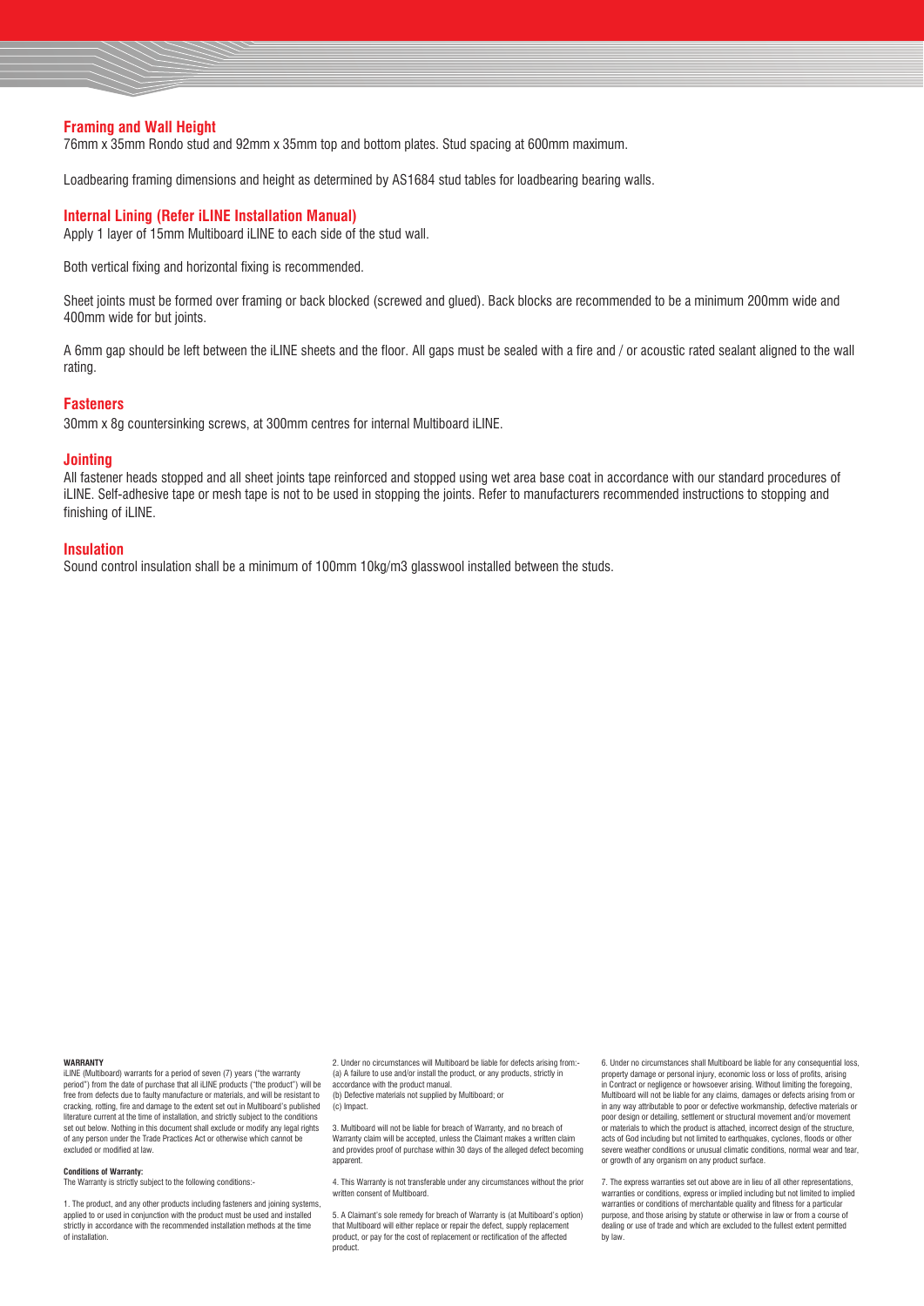## Framing and Wall Height

76mm x 35mm Rondo stud and 92mm x 35mm top and bottom plates. Stud spacing at 600mm maximum.

Loadbearing framing dimensions and height as determined by AS1684 stud tables for loadbearing bearing walls.

## Internal Lining (Refer iLINE Installation Manual)

Apply 1 layer of 15mm Multiboard iLINE to each side of the stud wall.

Both vertical fixing and horizontal fixing is recommended.

Sheet joints must be formed over framing or back blocked (screwed and glued). Back blocks are recommended to be a minimum 200mm wide and 400mm wide for but joints.

A 6mm gap should be left between the iLINE sheets and the floor. All gaps must be sealed with a fire and / or acoustic rated sealant aligned to the wall rating.

## Fasteners

30mm x 8g countersinking screws, at 300mm centres for internal Multiboard iLINE.

## Jointing

All fastener heads stopped and all sheet joints tape reinforced and stopped using wet area base coat in accordance with our standard procedures of iLINE. Self-adhesive tape or mesh tape is not to be used in stopping the joints. Refer to manufacturers recommended instructions to stopping and finishing of iLINE.

## Insulation

Sound control insulation shall be a minimum of 100mm 10kg/m3 glasswool installed between the studs.

**WARRANTY**

iLINE (Multiboard) warrants for a period of seven (7) years ("the warranty period") from the date of purchase that all iLINE products ("the product") will be free from defects due to faulty manufacture or materials, and will be resistant to cracking, rotting, fire and damage to the extent set out in Multiboard's published literature current at the time of installation, and strictly subject to the conditions set out below. Nothing in this document shall exclude or modify any legal rights of any person under the Trade Practices Act or otherwise which cannot be excluded or modified at law.

**Conditions of Warranty:**

The Warranty is strictly subject to the following conditions:-

1. The product, and any other products including fasteners and joining systems, applied to or used in conjunction with the product must be used and installed strictly in accordance with the recommended installation methods at the time of installation.

2. Under no circumstances will Multiboard be liable for defects arising from:-
(a) A failure to use and/or install the product, or any products, strictly in accordance with the product manual.
(b) Defective materials not supplied by Multiboard; or
(c) Impact.

3. Multiboard will not be liable for breach of Warranty, and no breach of Warranty claim will be accepted, unless the Claimant makes a written claim and provides proof of purchase within 30 days of the alleged defect becoming apparent.

4. This Warranty is not transferable under any circumstances without the prior written consent of Multiboard.

5. A Claimant's sole remedy for breach of Warranty is (at Multiboard's option) that Multiboard will either replace or repair the defect, supply replacement product, or pay for the cost of replacement or rectification of the affected product.

6. Under no circumstances shall Multiboard be liable for any consequential loss, property damage or personal injury, economic loss or loss of profits, arising in Contract or negligence or howsoever arising. Without limiting the foregoing, Multiboard will not be liable for any claims, damages or defects arising from or in any way attributable to poor or defective workmanship, defective materials or poor design or detailing, settlement or structural movement and/or movement or materials to which the product is attached, incorrect design of the structure, acts of God including but not limited to earthquakes, cyclones, floods or other severe weather conditions or unusual climatic conditions, normal wear and tear, or growth of any organism on any product surface.

7. The express warranties set out above are in lieu of all other representations, warranties or conditions, express or implied including but not limited to implied warranties or conditions of merchantable quality and fitness for a particular purpose, and those arising by statute or otherwise in law or from a course of dealing or use of trade and which are excluded to the fullest extent permitted by law.